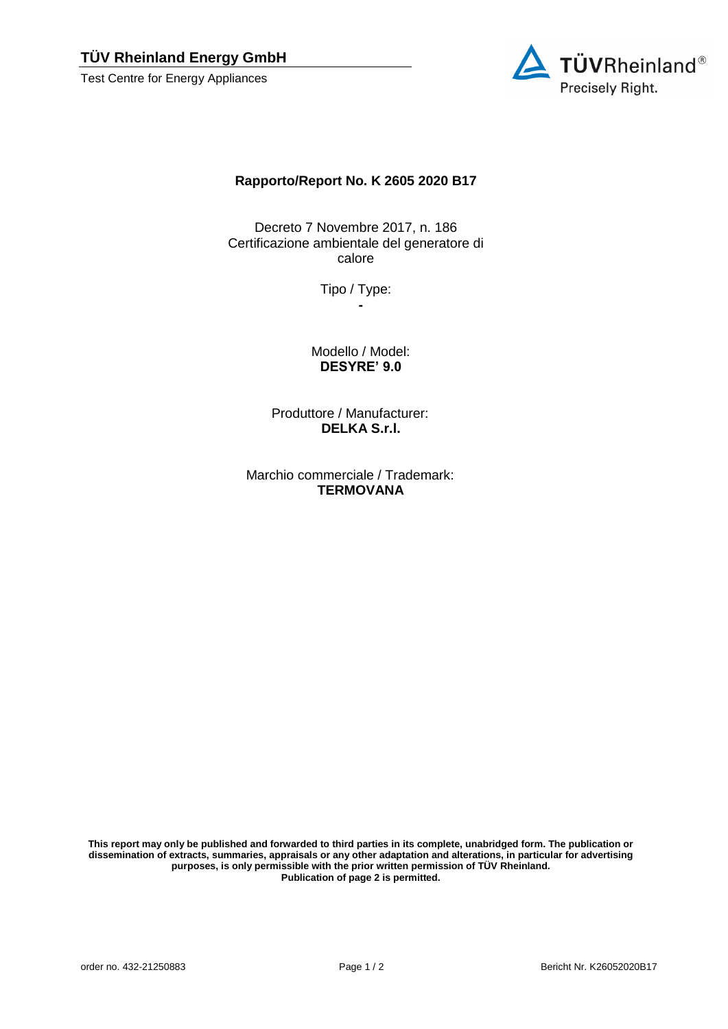**TÜV Rheinland Energy GmbH**

Test Centre for Energy Appliances

# Rapporto/Report No. K 2605 2020 B17

Decreto 7 Novembre 2017, n. 186
Certificazione ambientale del generatore di calore

Tipo / Type:
**-**

Modello / Model:
**DESYRE' 9.0**

Produttore / Manufacturer:
**DELKA S.r.l.**

Marchio commerciale / Trademark:
**TERMOVANA**

**This report may only be published and forwarded to third parties in its complete, unabridged form. The publication or dissemination of extracts, summaries, appraisals or any other adaptation and alterations, in particular for advertising purposes, is only permissible with the prior written permission of TÜV Rheinland.**
**Publication of page 2 is permitted.**

order no. 432-21250883

Bericht Nr. K26052020B17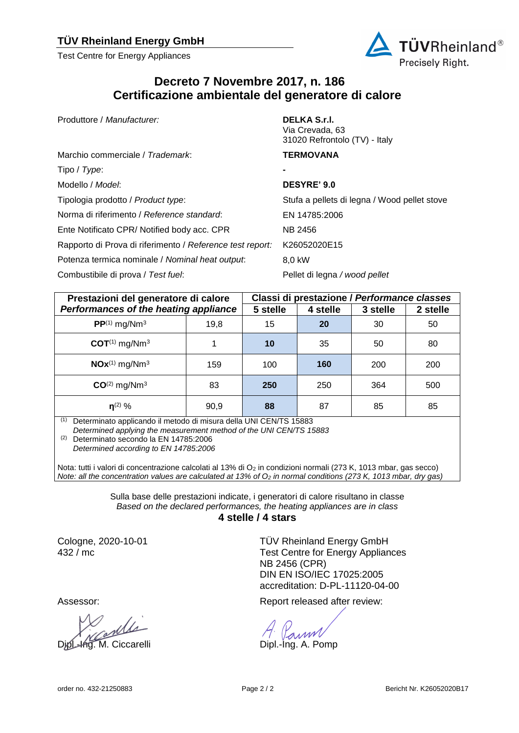**TÜV Rheinland Energy GmbH**

Test Centre for Energy Appliances

TÜVRheinland®
Precisely Right.

# Decreto 7 Novembre 2017, n. 186
# Certificazione ambientale del generatore di calore

| | |
|---|---|
| Produttore / *Manufacturer:* | **DELKA S.r.l.**<br>Via Crevada, 63<br>31020 Refrontolo (TV) - Italy |
| Marchio commerciale / *Trademark*: | **TERMOVANA** |
| Tipo / *Type*: | **-** |
| Modello / *Model*: | **DESYRE' 9.0** |
| Tipologia prodotto / *Product type*: | Stufa a pellets di legna / Wood pellet stove |
| Norma di riferimento / *Reference standard*: | EN 14785:2006 |
| Ente Notificato CPR/ Notified body acc. CPR | NB 2456 |
| Rapporto di Prova di riferimento / *Reference test report:* | K26052020E15 |
| Potenza termica nominale / *Nominal heat output*: | 8,0 kW |
| Combustibile di prova / *Test fuel*: | Pellet di legna */ wood pellet* |

| **Prestazioni del generatore di calore** ***Performances of the heating appliance*** | | **Classi di prestazione /** ***Performance classes*** | | | |
|---|---|---|---|---|---|
| | | **5 stelle** | **4 stelle** | **3 stelle** | **2 stelle** |
| **PP**[1] mg/Nm³ | 19,8 | 15 | **20** | 30 | 50 |
| **COT**[1] mg/Nm³ | 1 | **10** | 35 | 50 | 80 |
| **NOx**[1] mg/Nm³ | 159 | 100 | **160** | 200 | 200 |
| **CO**[2] mg/Nm³ | 83 | **250** | 250 | 364 | 500 |
| **η**[2] % | 90,9 | **88** | 87 | 85 | 85 |

[1] Determinato applicando il metodo di misura della UNI CEN/TS 15883
*Determined applying the measurement method of the UNI CEN/TS 15883*
[2] Determinato secondo la EN 14785:2006
*Determined according to EN 14785:2006*

Nota: tutti i valori di concentrazione calcolati al 13% di $O_2$ in condizioni normali (273 K, 1013 mbar, gas secco)
*Note: all the concentration values are calculated at 13% of $O_2$ in normal conditions (273 K, 1013 mbar, dry gas)*

Sulla base delle prestazioni indicate, i generatori di calore risultano in classe
*Based on the declared performances, the heating appliances are in class*
**4 stelle / 4 stars**

Cologne, 2020-10-01
432 / mc

TÜV Rheinland Energy GmbH
Test Centre for Energy Appliances
NB 2456 (CPR)
DIN EN ISO/IEC 17025:2005
accreditation: D-PL-11120-04-00

Assessor:

Dipl.-Ing. M. Ciccarelli

Report released after review:

Dipl.-Ing. A. Pomp

order no. 432-21250883

Bericht Nr. K26052020B17